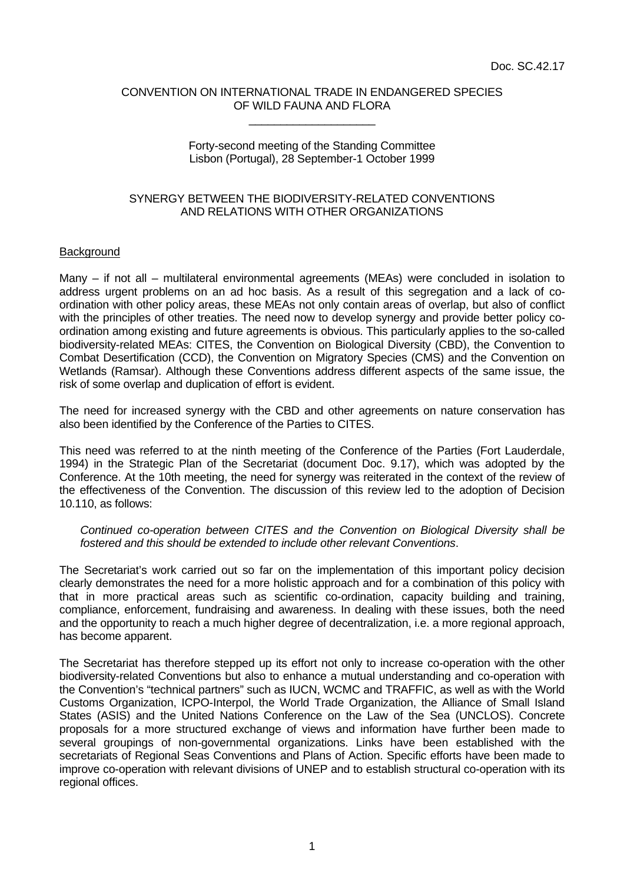Doc. SC.42.17

CONVENTION ON INTERNATIONAL TRADE IN ENDANGERED SPECIES
OF WILD FAUNA AND FLORA

\_\_\_\_\_\_\_\_\_\_\_\_\_\_\_\_\_\_\_\_

Forty-second meeting of the Standing Committee
Lisbon (Portugal), 28 September-1 October 1999

# SYNERGY BETWEEN THE BIODIVERSITY-RELATED CONVENTIONS AND RELATIONS WITH OTHER ORGANIZATIONS

## Background

Many – if not all – multilateral environmental agreements (MEAs) were concluded in isolation to address urgent problems on an ad hoc basis. As a result of this segregation and a lack of co-ordination with other policy areas, these MEAs not only contain areas of overlap, but also of conflict with the principles of other treaties. The need now to develop synergy and provide better policy co-ordination among existing and future agreements is obvious. This particularly applies to the so-called biodiversity-related MEAs: CITES, the Convention on Biological Diversity (CBD), the Convention to Combat Desertification (CCD), the Convention on Migratory Species (CMS) and the Convention on Wetlands (Ramsar). Although these Conventions address different aspects of the same issue, the risk of some overlap and duplication of effort is evident.

The need for increased synergy with the CBD and other agreements on nature conservation has also been identified by the Conference of the Parties to CITES.

This need was referred to at the ninth meeting of the Conference of the Parties (Fort Lauderdale, 1994) in the Strategic Plan of the Secretariat (document Doc. 9.17), which was adopted by the Conference. At the 10th meeting, the need for synergy was reiterated in the context of the review of the effectiveness of the Convention. The discussion of this review led to the adoption of Decision 10.110, as follows:

> *Continued co-operation between CITES and the Convention on Biological Diversity shall be fostered and this should be extended to include other relevant Conventions*.

The Secretariat's work carried out so far on the implementation of this important policy decision clearly demonstrates the need for a more holistic approach and for a combination of this policy with that in more practical areas such as scientific co-ordination, capacity building and training, compliance, enforcement, fundraising and awareness. In dealing with these issues, both the need and the opportunity to reach a much higher degree of decentralization, i.e. a more regional approach, has become apparent.

The Secretariat has therefore stepped up its effort not only to increase co-operation with the other biodiversity-related Conventions but also to enhance a mutual understanding and co-operation with the Convention's "technical partners" such as IUCN, WCMC and TRAFFIC, as well as with the World Customs Organization, ICPO-Interpol, the World Trade Organization, the Alliance of Small Island States (ASIS) and the United Nations Conference on the Law of the Sea (UNCLOS). Concrete proposals for a more structured exchange of views and information have further been made to several groupings of non-governmental organizations. Links have been established with the secretariats of Regional Seas Conventions and Plans of Action. Specific efforts have been made to improve co-operation with relevant divisions of UNEP and to establish structural co-operation with its regional offices.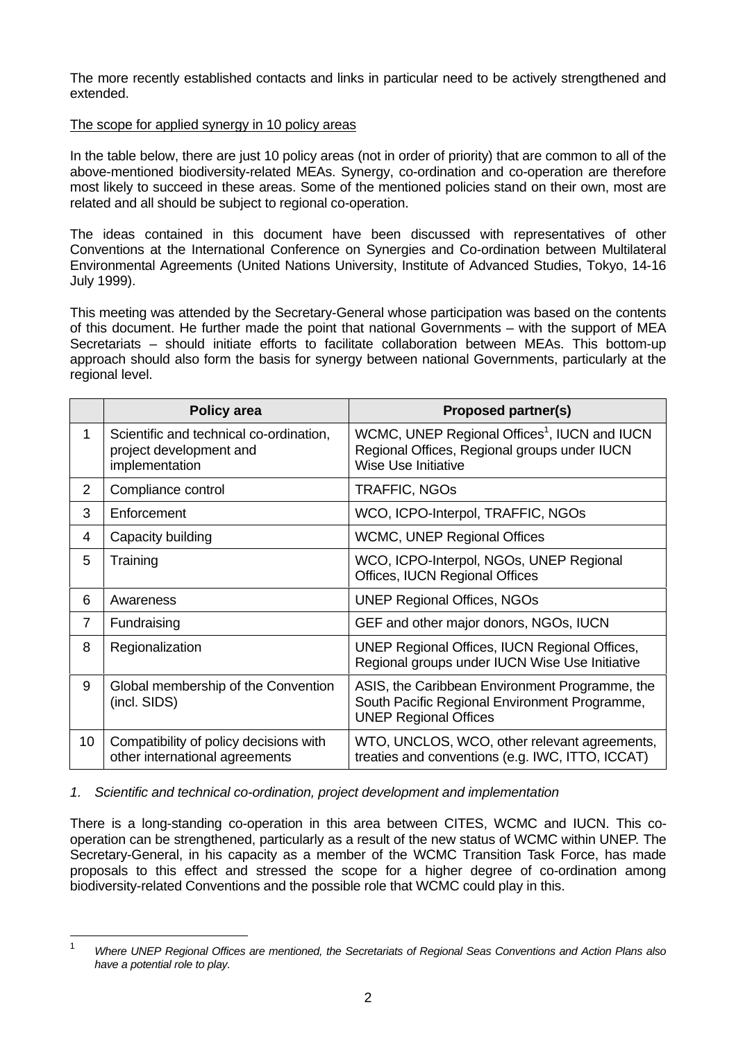The more recently established contacts and links in particular need to be actively strengthened and extended.

The scope for applied synergy in 10 policy areas

In the table below, there are just 10 policy areas (not in order of priority) that are common to all of the above-mentioned biodiversity-related MEAs. Synergy, co-ordination and co-operation are therefore most likely to succeed in these areas. Some of the mentioned policies stand on their own, most are related and all should be subject to regional co-operation.

The ideas contained in this document have been discussed with representatives of other Conventions at the International Conference on Synergies and Co-ordination between Multilateral Environmental Agreements (United Nations University, Institute of Advanced Studies, Tokyo, 14-16 July 1999).

This meeting was attended by the Secretary-General whose participation was based on the contents of this document. He further made the point that national Governments – with the support of MEA Secretariats – should initiate efforts to facilitate collaboration between MEAs. This bottom-up approach should also form the basis for synergy between national Governments, particularly at the regional level.

| | **Policy area** | **Proposed partner(s)** |
|---|---|---|
| 1 | Scientific and technical co-ordination, project development and implementation | WCMC, UNEP Regional Offices[1], IUCN and IUCN Regional Offices, Regional groups under IUCN Wise Use Initiative |
| 2 | Compliance control | TRAFFIC, NGOs |
| 3 | Enforcement | WCO, ICPO-Interpol, TRAFFIC, NGOs |
| 4 | Capacity building | WCMC, UNEP Regional Offices |
| 5 | Training | WCO, ICPO-Interpol, NGOs, UNEP Regional Offices, IUCN Regional Offices |
| 6 | Awareness | UNEP Regional Offices, NGOs |
| 7 | Fundraising | GEF and other major donors, NGOs, IUCN |
| 8 | Regionalization | UNEP Regional Offices, IUCN Regional Offices, Regional groups under IUCN Wise Use Initiative |
| 9 | Global membership of the Convention (incl. SIDS) | ASIS, the Caribbean Environment Programme, the South Pacific Regional Environment Programme, UNEP Regional Offices |
| 10 | Compatibility of policy decisions with other international agreements | WTO, UNCLOS, WCO, other relevant agreements, treaties and conventions (e.g. IWC, ITTO, ICCAT) |

*1. Scientific and technical co-ordination, project development and implementation*

There is a long-standing co-operation in this area between CITES, WCMC and IUCN. This co-operation can be strengthened, particularly as a result of the new status of WCMC within UNEP. The Secretary-General, in his capacity as a member of the WCMC Transition Task Force, has made proposals to this effect and stressed the scope for a higher degree of co-ordination among biodiversity-related Conventions and the possible role that WCMC could play in this.

[1] *Where UNEP Regional Offices are mentioned, the Secretariats of Regional Seas Conventions and Action Plans also have a potential role to play.*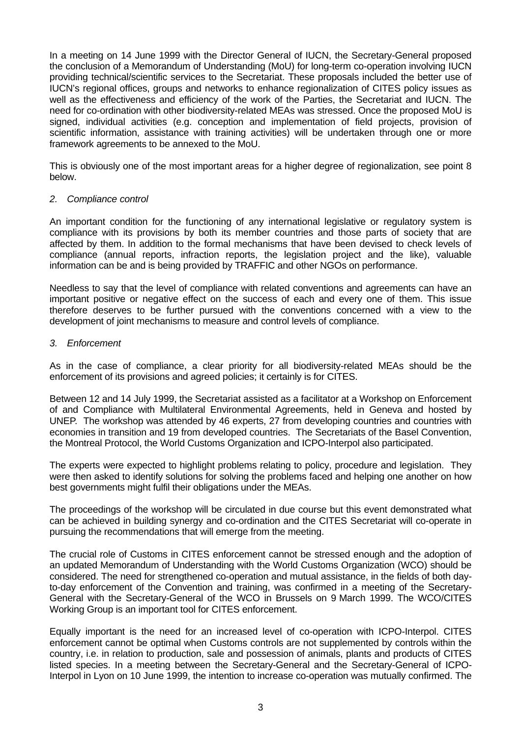In a meeting on 14 June 1999 with the Director General of IUCN, the Secretary-General proposed the conclusion of a Memorandum of Understanding (MoU) for long-term co-operation involving IUCN providing technical/scientific services to the Secretariat. These proposals included the better use of IUCN's regional offices, groups and networks to enhance regionalization of CITES policy issues as well as the effectiveness and efficiency of the work of the Parties, the Secretariat and IUCN. The need for co-ordination with other biodiversity-related MEAs was stressed. Once the proposed MoU is signed, individual activities (e.g. conception and implementation of field projects, provision of scientific information, assistance with training activities) will be undertaken through one or more framework agreements to be annexed to the MoU.

This is obviously one of the most important areas for a higher degree of regionalization, see point 8 below.

*2. Compliance control*

An important condition for the functioning of any international legislative or regulatory system is compliance with its provisions by both its member countries and those parts of society that are affected by them. In addition to the formal mechanisms that have been devised to check levels of compliance (annual reports, infraction reports, the legislation project and the like), valuable information can be and is being provided by TRAFFIC and other NGOs on performance.

Needless to say that the level of compliance with related conventions and agreements can have an important positive or negative effect on the success of each and every one of them. This issue therefore deserves to be further pursued with the conventions concerned with a view to the development of joint mechanisms to measure and control levels of compliance.

*3. Enforcement*

As in the case of compliance, a clear priority for all biodiversity-related MEAs should be the enforcement of its provisions and agreed policies; it certainly is for CITES.

Between 12 and 14 July 1999, the Secretariat assisted as a facilitator at a Workshop on Enforcement of and Compliance with Multilateral Environmental Agreements, held in Geneva and hosted by UNEP. The workshop was attended by 46 experts, 27 from developing countries and countries with economies in transition and 19 from developed countries. The Secretariats of the Basel Convention, the Montreal Protocol, the World Customs Organization and ICPO-Interpol also participated.

The experts were expected to highlight problems relating to policy, procedure and legislation. They were then asked to identify solutions for solving the problems faced and helping one another on how best governments might fulfil their obligations under the MEAs.

The proceedings of the workshop will be circulated in due course but this event demonstrated what can be achieved in building synergy and co-ordination and the CITES Secretariat will co-operate in pursuing the recommendations that will emerge from the meeting.

The crucial role of Customs in CITES enforcement cannot be stressed enough and the adoption of an updated Memorandum of Understanding with the World Customs Organization (WCO) should be considered. The need for strengthened co-operation and mutual assistance, in the fields of both day-to-day enforcement of the Convention and training, was confirmed in a meeting of the Secretary-General with the Secretary-General of the WCO in Brussels on 9 March 1999. The WCO/CITES Working Group is an important tool for CITES enforcement.

Equally important is the need for an increased level of co-operation with ICPO-Interpol. CITES enforcement cannot be optimal when Customs controls are not supplemented by controls within the country, i.e. in relation to production, sale and possession of animals, plants and products of CITES listed species. In a meeting between the Secretary-General and the Secretary-General of ICPO-Interpol in Lyon on 10 June 1999, the intention to increase co-operation was mutually confirmed. The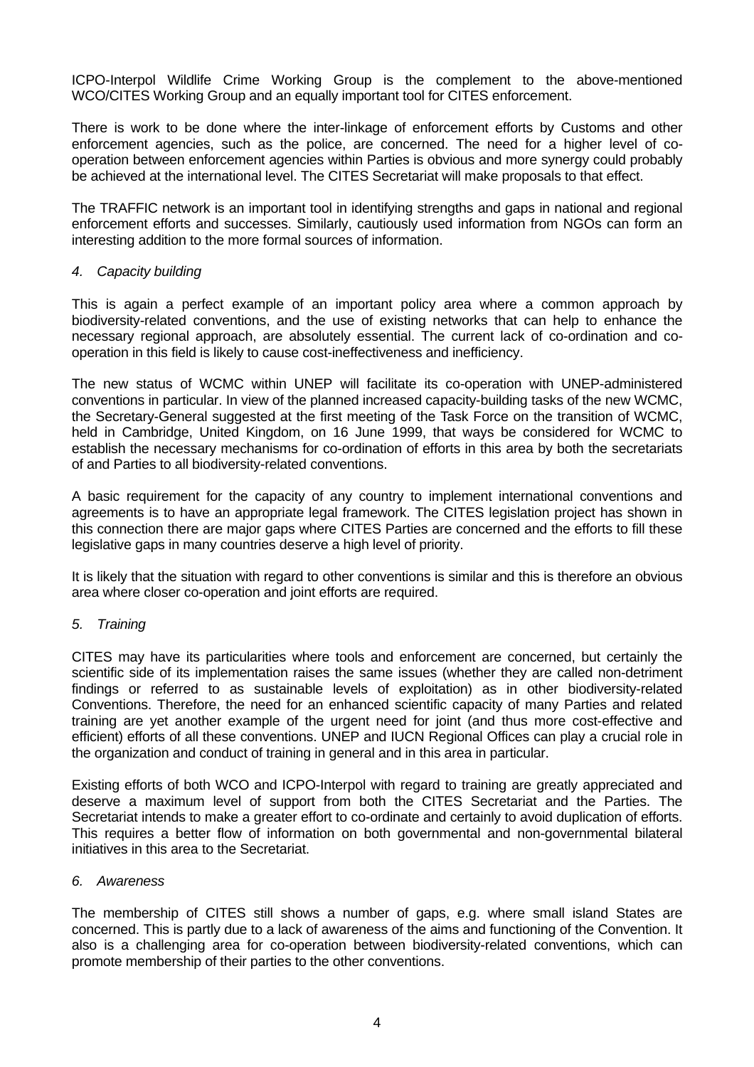ICPO-Interpol Wildlife Crime Working Group is the complement to the above-mentioned WCO/CITES Working Group and an equally important tool for CITES enforcement.

There is work to be done where the inter-linkage of enforcement efforts by Customs and other enforcement agencies, such as the police, are concerned. The need for a higher level of co-operation between enforcement agencies within Parties is obvious and more synergy could probably be achieved at the international level. The CITES Secretariat will make proposals to that effect.

The TRAFFIC network is an important tool in identifying strengths and gaps in national and regional enforcement efforts and successes. Similarly, cautiously used information from NGOs can form an interesting addition to the more formal sources of information.

*4. Capacity building*

This is again a perfect example of an important policy area where a common approach by biodiversity-related conventions, and the use of existing networks that can help to enhance the necessary regional approach, are absolutely essential. The current lack of co-ordination and co-operation in this field is likely to cause cost-ineffectiveness and inefficiency.

The new status of WCMC within UNEP will facilitate its co-operation with UNEP-administered conventions in particular. In view of the planned increased capacity-building tasks of the new WCMC, the Secretary-General suggested at the first meeting of the Task Force on the transition of WCMC, held in Cambridge, United Kingdom, on 16 June 1999, that ways be considered for WCMC to establish the necessary mechanisms for co-ordination of efforts in this area by both the secretariats of and Parties to all biodiversity-related conventions.

A basic requirement for the capacity of any country to implement international conventions and agreements is to have an appropriate legal framework. The CITES legislation project has shown in this connection there are major gaps where CITES Parties are concerned and the efforts to fill these legislative gaps in many countries deserve a high level of priority.

It is likely that the situation with regard to other conventions is similar and this is therefore an obvious area where closer co-operation and joint efforts are required.

*5. Training*

CITES may have its particularities where tools and enforcement are concerned, but certainly the scientific side of its implementation raises the same issues (whether they are called non-detriment findings or referred to as sustainable levels of exploitation) as in other biodiversity-related Conventions. Therefore, the need for an enhanced scientific capacity of many Parties and related training are yet another example of the urgent need for joint (and thus more cost-effective and efficient) efforts of all these conventions. UNEP and IUCN Regional Offices can play a crucial role in the organization and conduct of training in general and in this area in particular.

Existing efforts of both WCO and ICPO-Interpol with regard to training are greatly appreciated and deserve a maximum level of support from both the CITES Secretariat and the Parties. The Secretariat intends to make a greater effort to co-ordinate and certainly to avoid duplication of efforts. This requires a better flow of information on both governmental and non-governmental bilateral initiatives in this area to the Secretariat.

*6. Awareness*

The membership of CITES still shows a number of gaps, e.g. where small island States are concerned. This is partly due to a lack of awareness of the aims and functioning of the Convention. It also is a challenging area for co-operation between biodiversity-related conventions, which can promote membership of their parties to the other conventions.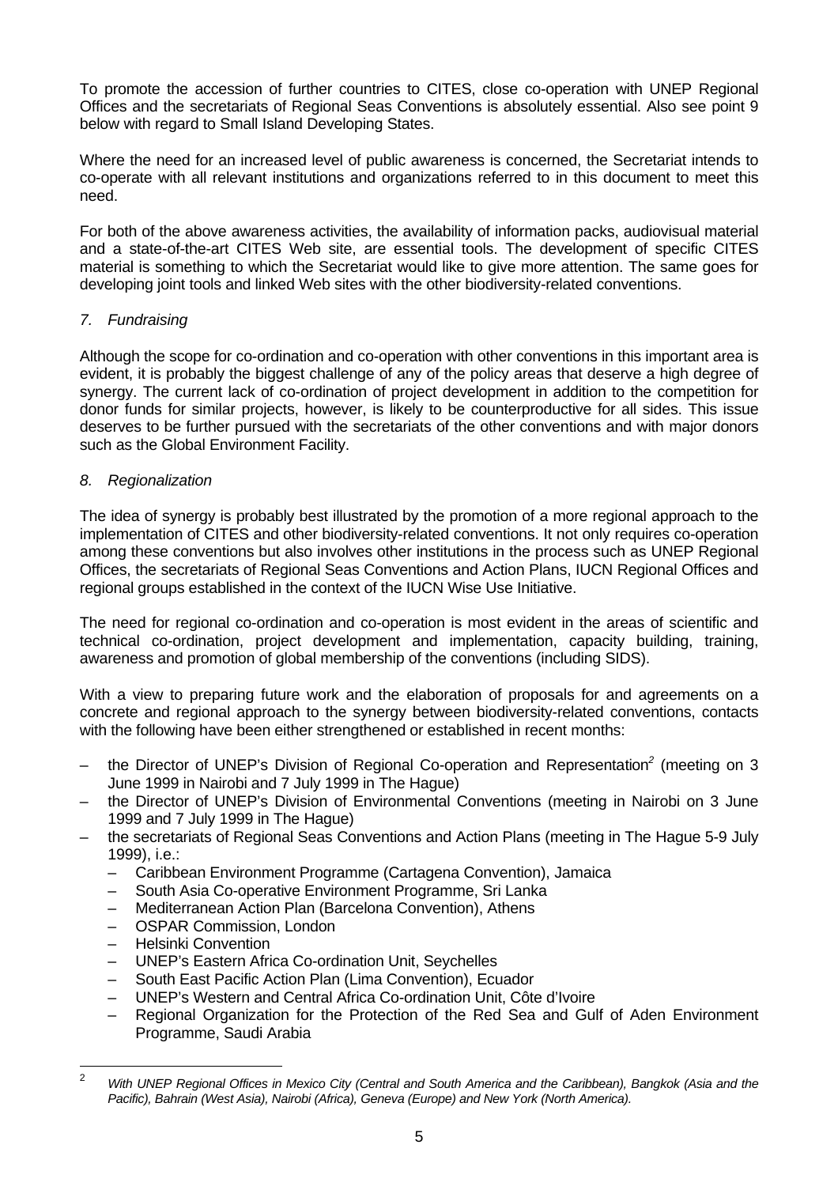To promote the accession of further countries to CITES, close co-operation with UNEP Regional Offices and the secretariats of Regional Seas Conventions is absolutely essential. Also see point 9 below with regard to Small Island Developing States.

Where the need for an increased level of public awareness is concerned, the Secretariat intends to co-operate with all relevant institutions and organizations referred to in this document to meet this need.

For both of the above awareness activities, the availability of information packs, audiovisual material and a state-of-the-art CITES Web site, are essential tools. The development of specific CITES material is something to which the Secretariat would like to give more attention. The same goes for developing joint tools and linked Web sites with the other biodiversity-related conventions.

*7. Fundraising*

Although the scope for co-ordination and co-operation with other conventions in this important area is evident, it is probably the biggest challenge of any of the policy areas that deserve a high degree of synergy. The current lack of co-ordination of project development in addition to the competition for donor funds for similar projects, however, is likely to be counterproductive for all sides. This issue deserves to be further pursued with the secretariats of the other conventions and with major donors such as the Global Environment Facility.

*8. Regionalization*

The idea of synergy is probably best illustrated by the promotion of a more regional approach to the implementation of CITES and other biodiversity-related conventions. It not only requires co-operation among these conventions but also involves other institutions in the process such as UNEP Regional Offices, the secretariats of Regional Seas Conventions and Action Plans, IUCN Regional Offices and regional groups established in the context of the IUCN Wise Use Initiative.

The need for regional co-ordination and co-operation is most evident in the areas of scientific and technical co-ordination, project development and implementation, capacity building, training, awareness and promotion of global membership of the conventions (including SIDS).

With a view to preparing future work and the elaboration of proposals for and agreements on a concrete and regional approach to the synergy between biodiversity-related conventions, contacts with the following have been either strengthened or established in recent months:

- the Director of UNEP's Division of Regional Co-operation and Representation[2] (meeting on 3 June 1999 in Nairobi and 7 July 1999 in The Hague)
- the Director of UNEP's Division of Environmental Conventions (meeting in Nairobi on 3 June 1999 and 7 July 1999 in The Hague)
- the secretariats of Regional Seas Conventions and Action Plans (meeting in The Hague 5-9 July 1999), i.e.:
  - Caribbean Environment Programme (Cartagena Convention), Jamaica
  - South Asia Co-operative Environment Programme, Sri Lanka
  - Mediterranean Action Plan (Barcelona Convention), Athens
  - OSPAR Commission, London
  - Helsinki Convention
  - UNEP's Eastern Africa Co-ordination Unit, Seychelles
  - South East Pacific Action Plan (Lima Convention), Ecuador
  - UNEP's Western and Central Africa Co-ordination Unit, Côte d'Ivoire
  - Regional Organization for the Protection of the Red Sea and Gulf of Aden Environment Programme, Saudi Arabia

[2] *With UNEP Regional Offices in Mexico City (Central and South America and the Caribbean), Bangkok (Asia and the Pacific), Bahrain (West Asia), Nairobi (Africa), Geneva (Europe) and New York (North America).*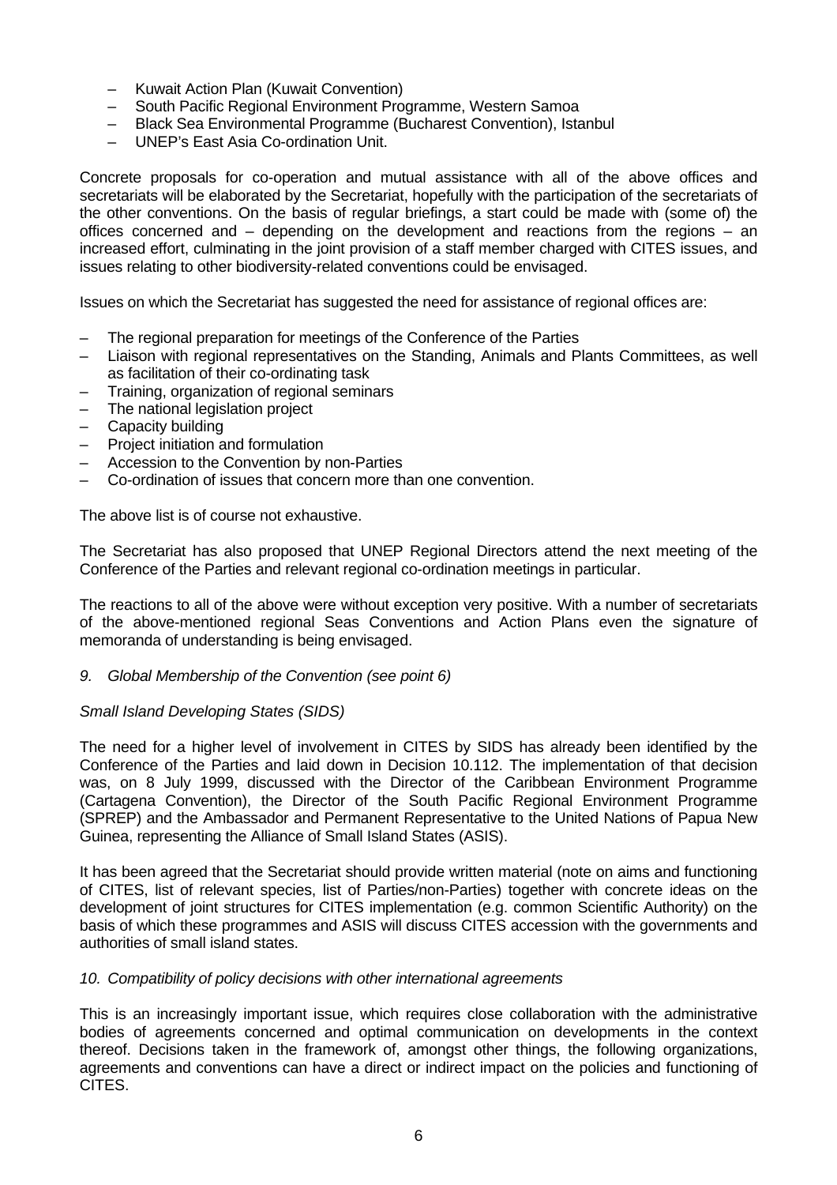– Kuwait Action Plan (Kuwait Convention)
– South Pacific Regional Environment Programme, Western Samoa
– Black Sea Environmental Programme (Bucharest Convention), Istanbul
– UNEP's East Asia Co-ordination Unit.

Concrete proposals for co-operation and mutual assistance with all of the above offices and secretariats will be elaborated by the Secretariat, hopefully with the participation of the secretariats of the other conventions. On the basis of regular briefings, a start could be made with (some of) the offices concerned and – depending on the development and reactions from the regions – an increased effort, culminating in the joint provision of a staff member charged with CITES issues, and issues relating to other biodiversity-related conventions could be envisaged.

Issues on which the Secretariat has suggested the need for assistance of regional offices are:

– The regional preparation for meetings of the Conference of the Parties
– Liaison with regional representatives on the Standing, Animals and Plants Committees, as well as facilitation of their co-ordinating task
– Training, organization of regional seminars
– The national legislation project
– Capacity building
– Project initiation and formulation
– Accession to the Convention by non-Parties
– Co-ordination of issues that concern more than one convention.

The above list is of course not exhaustive.

The Secretariat has also proposed that UNEP Regional Directors attend the next meeting of the Conference of the Parties and relevant regional co-ordination meetings in particular.

The reactions to all of the above were without exception very positive. With a number of secretariats of the above-mentioned regional Seas Conventions and Action Plans even the signature of memoranda of understanding is being envisaged.

*9. Global Membership of the Convention (see point 6)*

*Small Island Developing States (SIDS)*

The need for a higher level of involvement in CITES by SIDS has already been identified by the Conference of the Parties and laid down in Decision 10.112. The implementation of that decision was, on 8 July 1999, discussed with the Director of the Caribbean Environment Programme (Cartagena Convention), the Director of the South Pacific Regional Environment Programme (SPREP) and the Ambassador and Permanent Representative to the United Nations of Papua New Guinea, representing the Alliance of Small Island States (ASIS).

It has been agreed that the Secretariat should provide written material (note on aims and functioning of CITES, list of relevant species, list of Parties/non-Parties) together with concrete ideas on the development of joint structures for CITES implementation (e.g. common Scientific Authority) on the basis of which these programmes and ASIS will discuss CITES accession with the governments and authorities of small island states.

*10. Compatibility of policy decisions with other international agreements*

This is an increasingly important issue, which requires close collaboration with the administrative bodies of agreements concerned and optimal communication on developments in the context thereof. Decisions taken in the framework of, amongst other things, the following organizations, agreements and conventions can have a direct or indirect impact on the policies and functioning of CITES.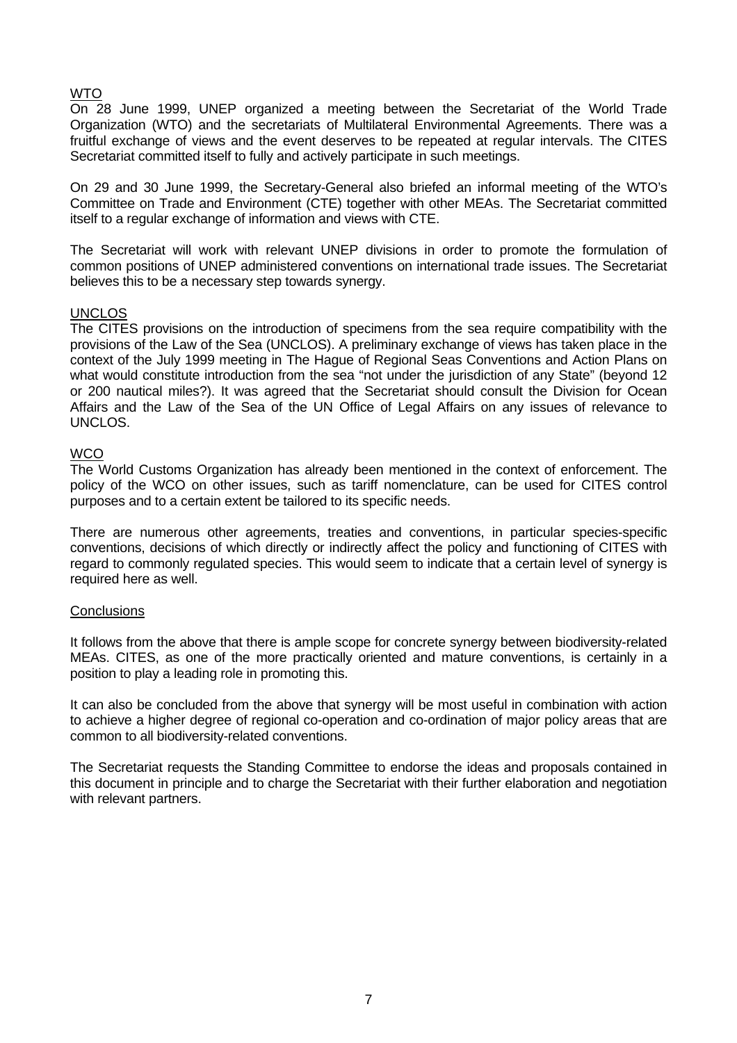WTO

On 28 June 1999, UNEP organized a meeting between the Secretariat of the World Trade Organization (WTO) and the secretariats of Multilateral Environmental Agreements. There was a fruitful exchange of views and the event deserves to be repeated at regular intervals. The CITES Secretariat committed itself to fully and actively participate in such meetings.

On 29 and 30 June 1999, the Secretary-General also briefed an informal meeting of the WTO's Committee on Trade and Environment (CTE) together with other MEAs. The Secretariat committed itself to a regular exchange of information and views with CTE.

The Secretariat will work with relevant UNEP divisions in order to promote the formulation of common positions of UNEP administered conventions on international trade issues. The Secretariat believes this to be a necessary step towards synergy.

UNCLOS

The CITES provisions on the introduction of specimens from the sea require compatibility with the provisions of the Law of the Sea (UNCLOS). A preliminary exchange of views has taken place in the context of the July 1999 meeting in The Hague of Regional Seas Conventions and Action Plans on what would constitute introduction from the sea "not under the jurisdiction of any State" (beyond 12 or 200 nautical miles?). It was agreed that the Secretariat should consult the Division for Ocean Affairs and the Law of the Sea of the UN Office of Legal Affairs on any issues of relevance to UNCLOS.

WCO

The World Customs Organization has already been mentioned in the context of enforcement. The policy of the WCO on other issues, such as tariff nomenclature, can be used for CITES control purposes and to a certain extent be tailored to its specific needs.

There are numerous other agreements, treaties and conventions, in particular species-specific conventions, decisions of which directly or indirectly affect the policy and functioning of CITES with regard to commonly regulated species. This would seem to indicate that a certain level of synergy is required here as well.

Conclusions

It follows from the above that there is ample scope for concrete synergy between biodiversity-related MEAs. CITES, as one of the more practically oriented and mature conventions, is certainly in a position to play a leading role in promoting this.

It can also be concluded from the above that synergy will be most useful in combination with action to achieve a higher degree of regional co-operation and co-ordination of major policy areas that are common to all biodiversity-related conventions.

The Secretariat requests the Standing Committee to endorse the ideas and proposals contained in this document in principle and to charge the Secretariat with their further elaboration and negotiation with relevant partners.